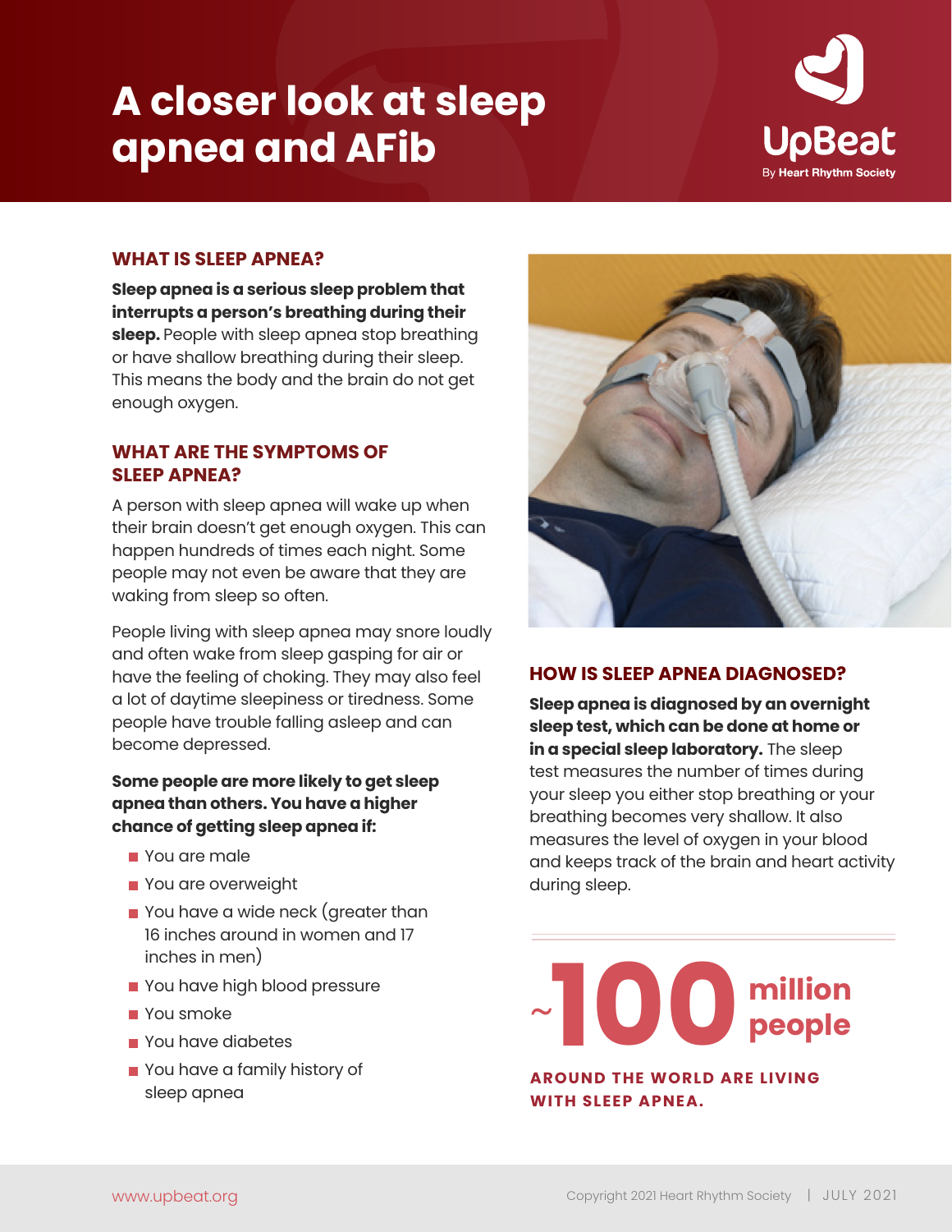# A closer look at sleep apnea and AFib

UpBeat
By Heart Rhythm Society

## WHAT IS SLEEP APNEA?

**Sleep apnea is a serious sleep problem that interrupts a person's breathing during their sleep.** People with sleep apnea stop breathing or have shallow breathing during their sleep. This means the body and the brain do not get enough oxygen.

## WHAT ARE THE SYMPTOMS OF SLEEP APNEA?

A person with sleep apnea will wake up when their brain doesn't get enough oxygen. This can happen hundreds of times each night. Some people may not even be aware that they are waking from sleep so often.

People living with sleep apnea may snore loudly and often wake from sleep gasping for air or have the feeling of choking. They may also feel a lot of daytime sleepiness or tiredness. Some people have trouble falling asleep and can become depressed.

**Some people are more likely to get sleep apnea than others. You have a higher chance of getting sleep apnea if:**

- You are male
- You are overweight
- You have a wide neck (greater than 16 inches around in women and 17 inches in men)
- You have high blood pressure
- You smoke
- You have diabetes
- You have a family history of sleep apnea

## HOW IS SLEEP APNEA DIAGNOSED?

**Sleep apnea is diagnosed by an overnight sleep test, which can be done at home or in a special sleep laboratory.** The sleep test measures the number of times during your sleep you either stop breathing or your breathing becomes very shallow. It also measures the level of oxygen in your blood and keeps track of the brain and heart activity during sleep.

**~100 million people**

**AROUND THE WORLD ARE LIVING WITH SLEEP APNEA.**

www.upbeat.org

Copyright 2021 Heart Rhythm Society | JULY 2021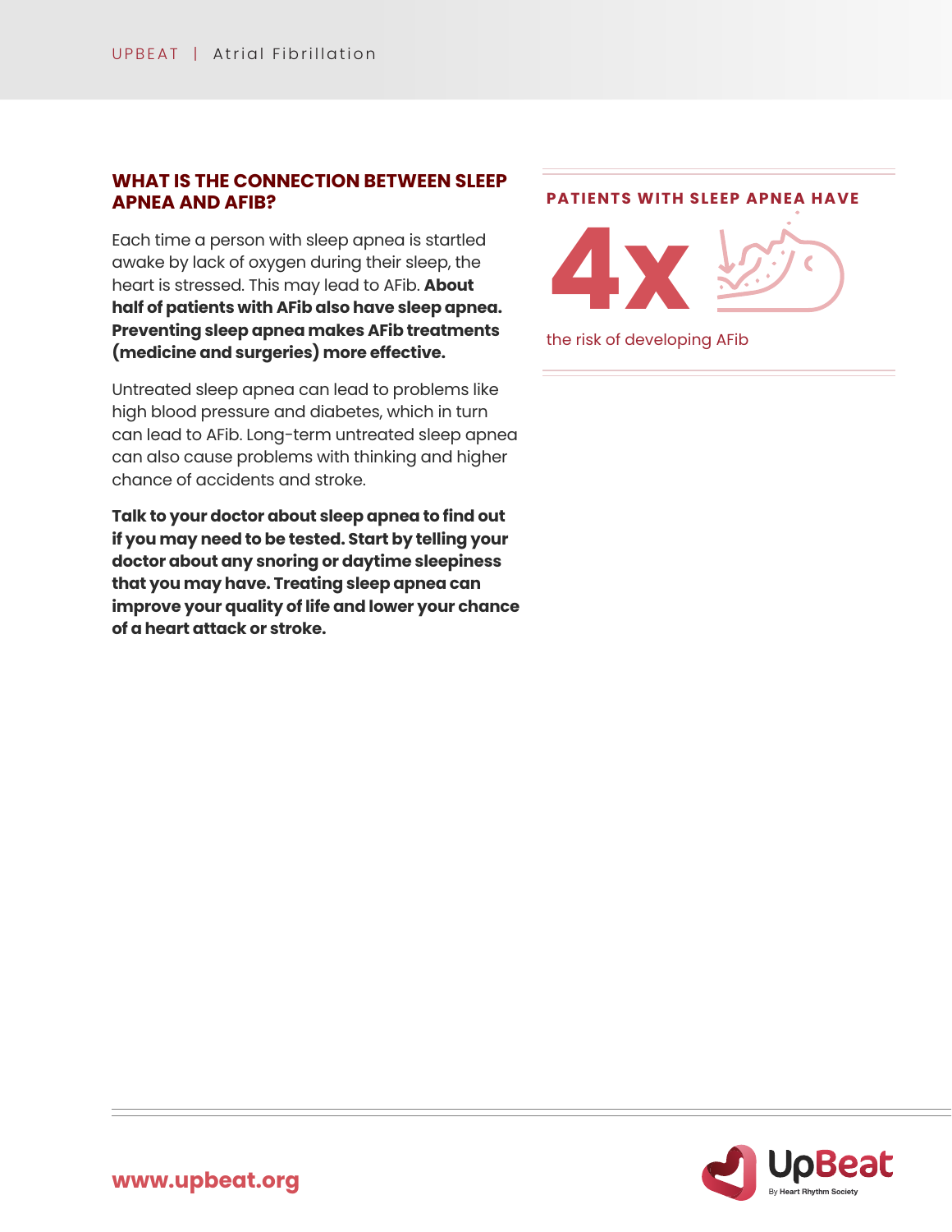## WHAT IS THE CONNECTION BETWEEN SLEEP APNEA AND AFIB?

Each time a person with sleep apnea is startled awake by lack of oxygen during their sleep, the heart is stressed. This may lead to AFib. **About half of patients with AFib also have sleep apnea. Preventing sleep apnea makes AFib treatments (medicine and surgeries) more effective.**

Untreated sleep apnea can lead to problems like high blood pressure and diabetes, which in turn can lead to AFib. Long-term untreated sleep apnea can also cause problems with thinking and higher chance of accidents and stroke.

**Talk to your doctor about sleep apnea to find out if you may need to be tested. Start by telling your doctor about any snoring or daytime sleepiness that you may have. Treating sleep apnea can improve your quality of life and lower your chance of a heart attack or stroke.**

**PATIENTS WITH SLEEP APNEA HAVE**

**4x**

the risk of developing AFib

www.upbeat.org